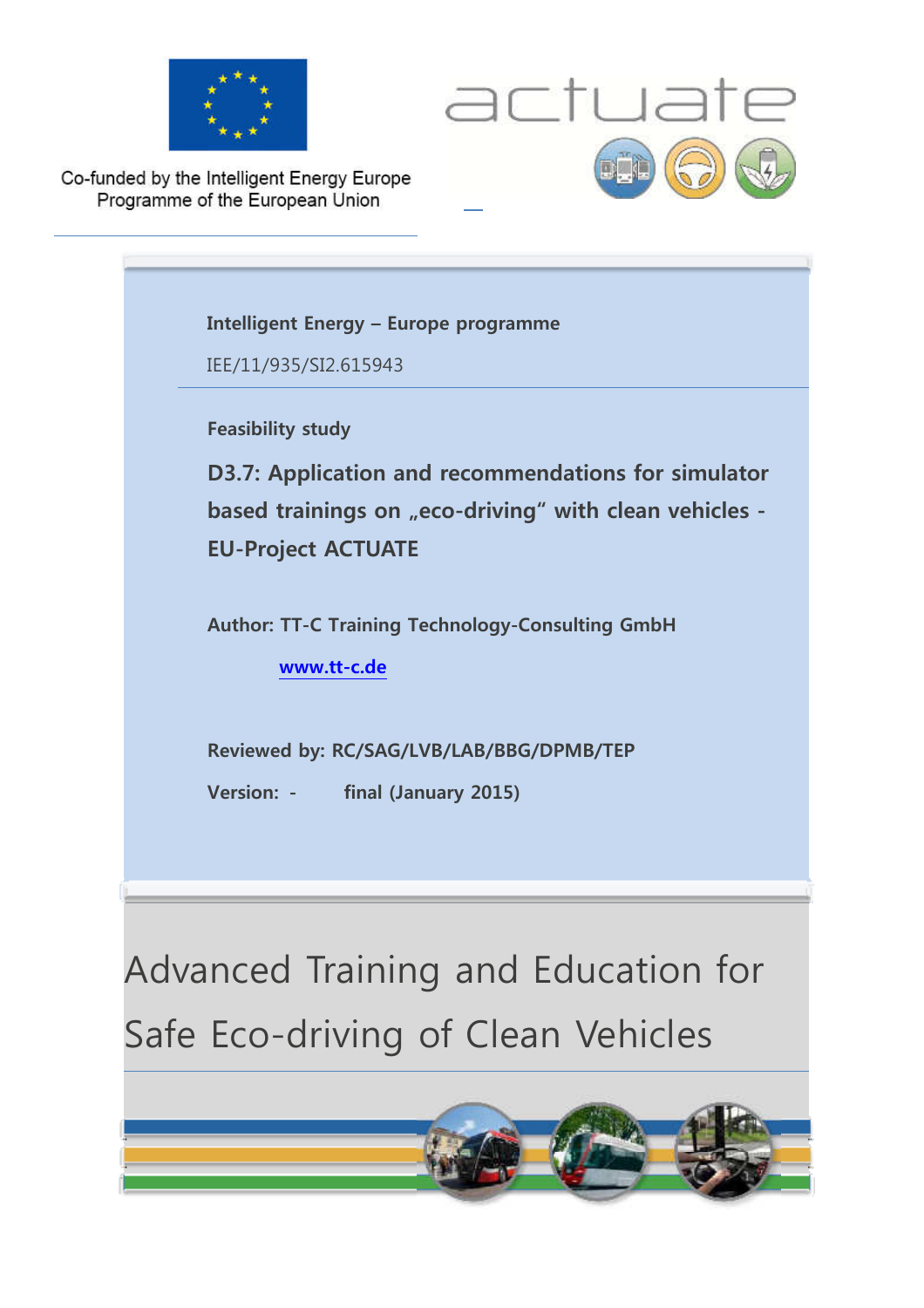Co-funded by the Intelligent Energy Europe Programme of the European Union

actuate

**Intelligent Energy – Europe programme**

IEE/11/935/SI2.615943

**Feasibility study**

## D3.7: Application and recommendations for simulator based trainings on „eco-driving" with clean vehicles - EU-Project ACTUATE

**Author: TT-C Training Technology-Consulting GmbH**

**www.tt-c.de**

**Reviewed by: RC/SAG/LVB/LAB/BBG/DPMB/TEP**

**Version: - final (January 2015)**

# Advanced Training and Education for Safe Eco-driving of Clean Vehicles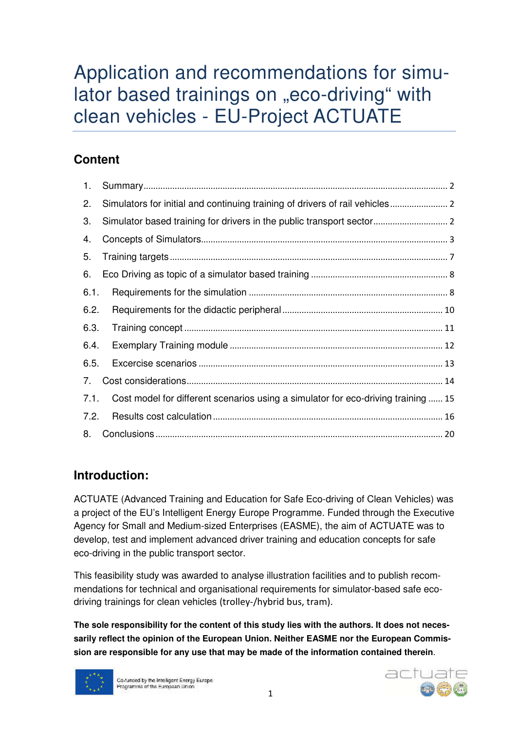# Application and recommendations for simulator based trainings on „eco-driving“ with clean vehicles - EU-Project ACTUATE

## Content

1. Summary ... 2
2. Simulators for initial and continuing training of drivers of rail vehicles ... 2
3. Simulator based training for drivers in the public transport sector ... 2
4. Concepts of Simulators ... 3
5. Training targets ... 7
6. Eco Driving as topic of a simulator based training ... 8
   - 6.1. Requirements for the simulation ... 8
   - 6.2. Requirements for the didactic peripheral ... 10
   - 6.3. Training concept ... 11
   - 6.4. Exemplary Training module ... 12
   - 6.5. Excercise scenarios ... 13
7. Cost considerations ... 14
   - 7.1. Cost model for different scenarios using a simulator for eco-driving training ... 15
   - 7.2. Results cost calculation ... 16
8. Conclusions ... 20

## Introduction:

ACTUATE (Advanced Training and Education for Safe Eco-driving of Clean Vehicles) was a project of the EU's Intelligent Energy Europe Programme. Funded through the Executive Agency for Small and Medium-sized Enterprises (EASME), the aim of ACTUATE was to develop, test and implement advanced driver training and education concepts for safe eco-driving in the public transport sector.

This feasibility study was awarded to analyse illustration facilities and to publish recommendations for technical and organisational requirements for simulator-based safe eco-driving trainings for clean vehicles (trolley-/hybrid bus, tram).

**The sole responsibility for the content of this study lies with the authors. It does not necessarily reflect the opinion of the European Union. Neither EASME nor the European Commission are responsible for any use that may be made of the information contained therein.**

Co-funded by the Intelligent Energy Europe Programme of the European Union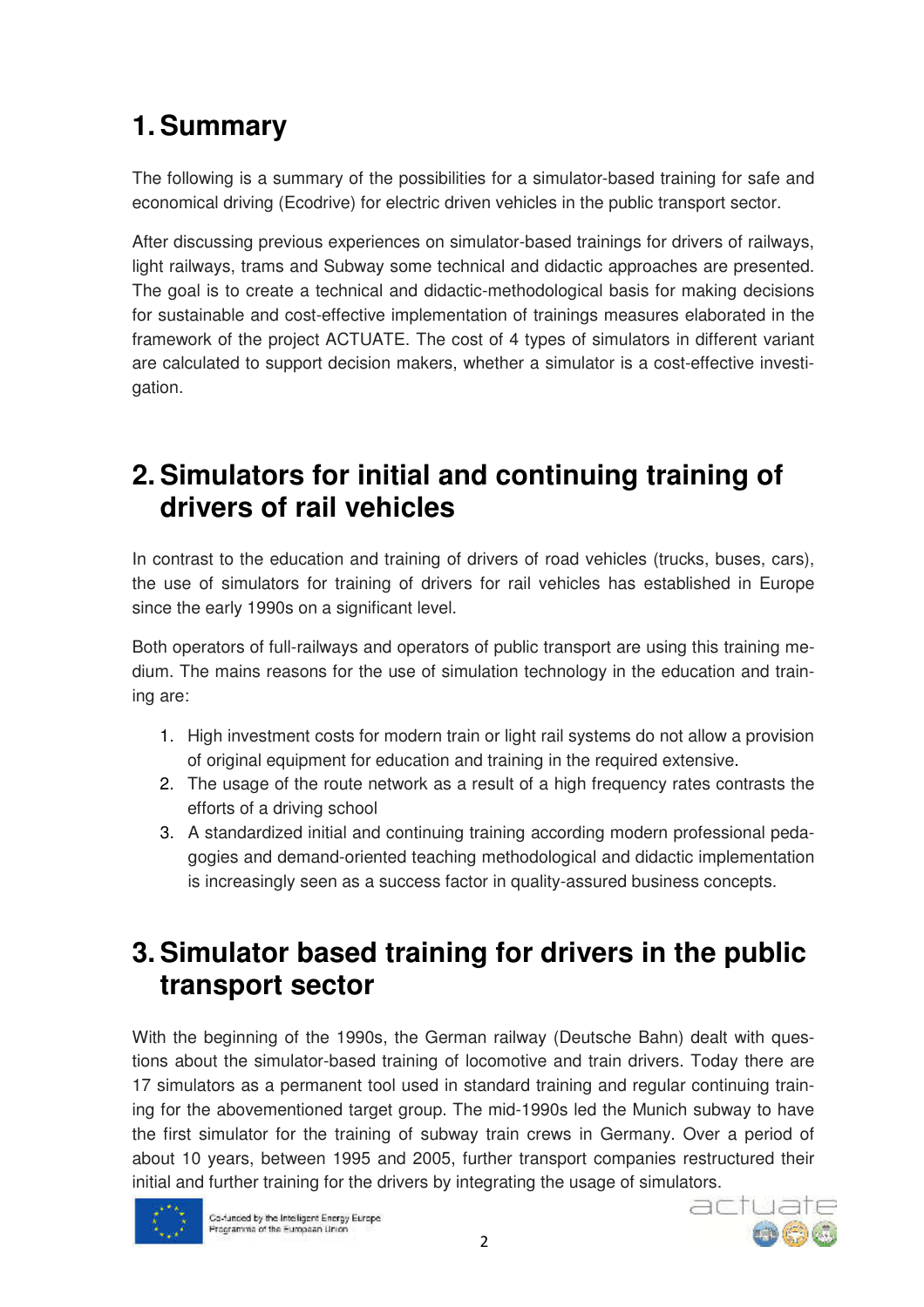# 1. Summary

The following is a summary of the possibilities for a simulator-based training for safe and economical driving (Ecodrive) for electric driven vehicles in the public transport sector.

After discussing previous experiences on simulator-based trainings for drivers of railways, light railways, trams and Subway some technical and didactic approaches are presented. The goal is to create a technical and didactic-methodological basis for making decisions for sustainable and cost-effective implementation of trainings measures elaborated in the framework of the project ACTUATE. The cost of 4 types of simulators in different variant are calculated to support decision makers, whether a simulator is a cost-effective investigation.

# 2. Simulators for initial and continuing training of drivers of rail vehicles

In contrast to the education and training of drivers of road vehicles (trucks, buses, cars), the use of simulators for training of drivers for rail vehicles has established in Europe since the early 1990s on a significant level.

Both operators of full-railways and operators of public transport are using this training medium. The mains reasons for the use of simulation technology in the education and training are:

1. High investment costs for modern train or light rail systems do not allow a provision of original equipment for education and training in the required extensive.
2. The usage of the route network as a result of a high frequency rates contrasts the efforts of a driving school
3. A standardized initial and continuing training according modern professional pedagogies and demand-oriented teaching methodological and didactic implementation is increasingly seen as a success factor in quality-assured business concepts.

# 3. Simulator based training for drivers in the public transport sector

With the beginning of the 1990s, the German railway (Deutsche Bahn) dealt with questions about the simulator-based training of locomotive and train drivers. Today there are 17 simulators as a permanent tool used in standard training and regular continuing training for the abovementioned target group. The mid-1990s led the Munich subway to have the first simulator for the training of subway train crews in Germany. Over a period of about 10 years, between 1995 and 2005, further transport companies restructured their initial and further training for the drivers by integrating the usage of simulators.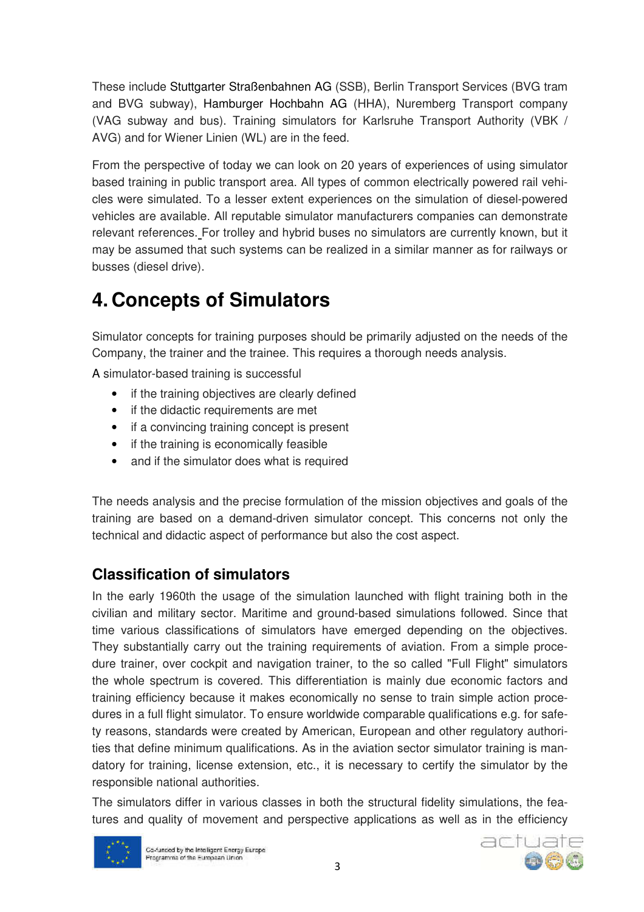These include Stuttgarter Straßenbahnen AG (SSB), Berlin Transport Services (BVG tram and BVG subway), Hamburger Hochbahn AG (HHA), Nuremberg Transport company (VAG subway and bus). Training simulators for Karlsruhe Transport Authority (VBK / AVG) and for Wiener Linien (WL) are in the feed.

From the perspective of today we can look on 20 years of experiences of using simulator based training in public transport area. All types of common electrically powered rail vehicles were simulated. To a lesser extent experiences on the simulation of diesel-powered vehicles are available. All reputable simulator manufacturers companies can demonstrate relevant references. For trolley and hybrid buses no simulators are currently known, but it may be assumed that such systems can be realized in a similar manner as for railways or busses (diesel drive).

# 4. Concepts of Simulators

Simulator concepts for training purposes should be primarily adjusted on the needs of the Company, the trainer and the trainee. This requires a thorough needs analysis.

A simulator-based training is successful

- if the training objectives are clearly defined
- if the didactic requirements are met
- if a convincing training concept is present
- if the training is economically feasible
- and if the simulator does what is required

The needs analysis and the precise formulation of the mission objectives and goals of the training are based on a demand-driven simulator concept. This concerns not only the technical and didactic aspect of performance but also the cost aspect.

## Classification of simulators

In the early 1960th the usage of the simulation launched with flight training both in the civilian and military sector. Maritime and ground-based simulations followed. Since that time various classifications of simulators have emerged depending on the objectives. They substantially carry out the training requirements of aviation. From a simple procedure trainer, over cockpit and navigation trainer, to the so called "Full Flight" simulators the whole spectrum is covered. This differentiation is mainly due economic factors and training efficiency because it makes economically no sense to train simple action procedures in a full flight simulator. To ensure worldwide comparable qualifications e.g. for safety reasons, standards were created by American, European and other regulatory authorities that define minimum qualifications. As in the aviation sector simulator training is mandatory for training, license extension, etc., it is necessary to certify the simulator by the responsible national authorities.

The simulators differ in various classes in both the structural fidelity simulations, the features and quality of movement and perspective applications as well as in the efficiency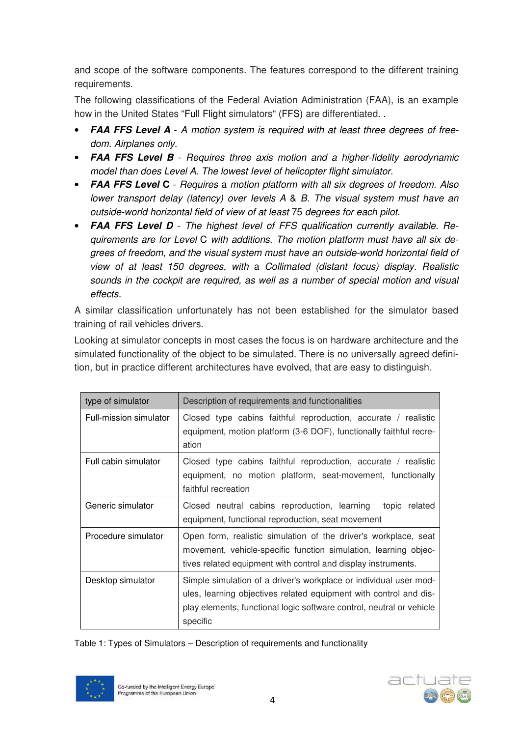and scope of the software components. The features correspond to the different training requirements.

The following classifications of the Federal Aviation Administration (FAA), is an example how in the United States "Full Flight simulators" (FFS) are differentiated. .

- ***FAA FFS Level A*** - *A motion system is required with at least three degrees of freedom. Airplanes only.*
- ***FAA FFS Level B*** - *Requires three axis motion and a higher-fidelity aerodynamic model than does Level A. The lowest level of helicopter flight simulator.*
- ***FAA FFS Level* C** - *Requires* a *motion platform with all six degrees of freedom. Also lower transport delay (latency) over levels A & B. The visual system must have an outside-world horizontal field of view of at least* 75 *degrees for each pilot.*
- ***FAA FFS Level D*** - *The highest level of FFS qualification currently available. Requirements are for Level* C *with additions. The motion platform must have all six degrees of freedom, and the visual system must have an outside-world horizontal field of view of at least 150 degrees, with* a *Collimated (distant focus) display. Realistic sounds in the cockpit are required, as well as a number of special motion and visual effects.*

A similar classification unfortunately has not been established for the simulator based training of rail vehicles drivers.

Looking at simulator concepts in most cases the focus is on hardware architecture and the simulated functionality of the object to be simulated. There is no universally agreed definition, but in practice different architectures have evolved, that are easy to distinguish.

| type of simulator | Description of requirements and functionalities |
|---|---|
| Full-mission simulator | Closed type cabins faithful reproduction, accurate / realistic equipment, motion platform (3-6 DOF), functionally faithful recreation |
| Full cabin simulator | Closed type cabins faithful reproduction, accurate / realistic equipment, no motion platform, seat-movement, functionally faithful recreation |
| Generic simulator | Closed neutral cabins reproduction, learning topic related equipment, functional reproduction, seat movement |
| Procedure simulator | Open form, realistic simulation of the driver's workplace, seat movement, vehicle-specific function simulation, learning objectives related equipment with control and display instruments. |
| Desktop simulator | Simple simulation of a driver's workplace or individual user modules, learning objectives related equipment with control and display elements, functional logic software control, neutral or vehicle specific |

Table 1: Types of Simulators – Description of requirements and functionality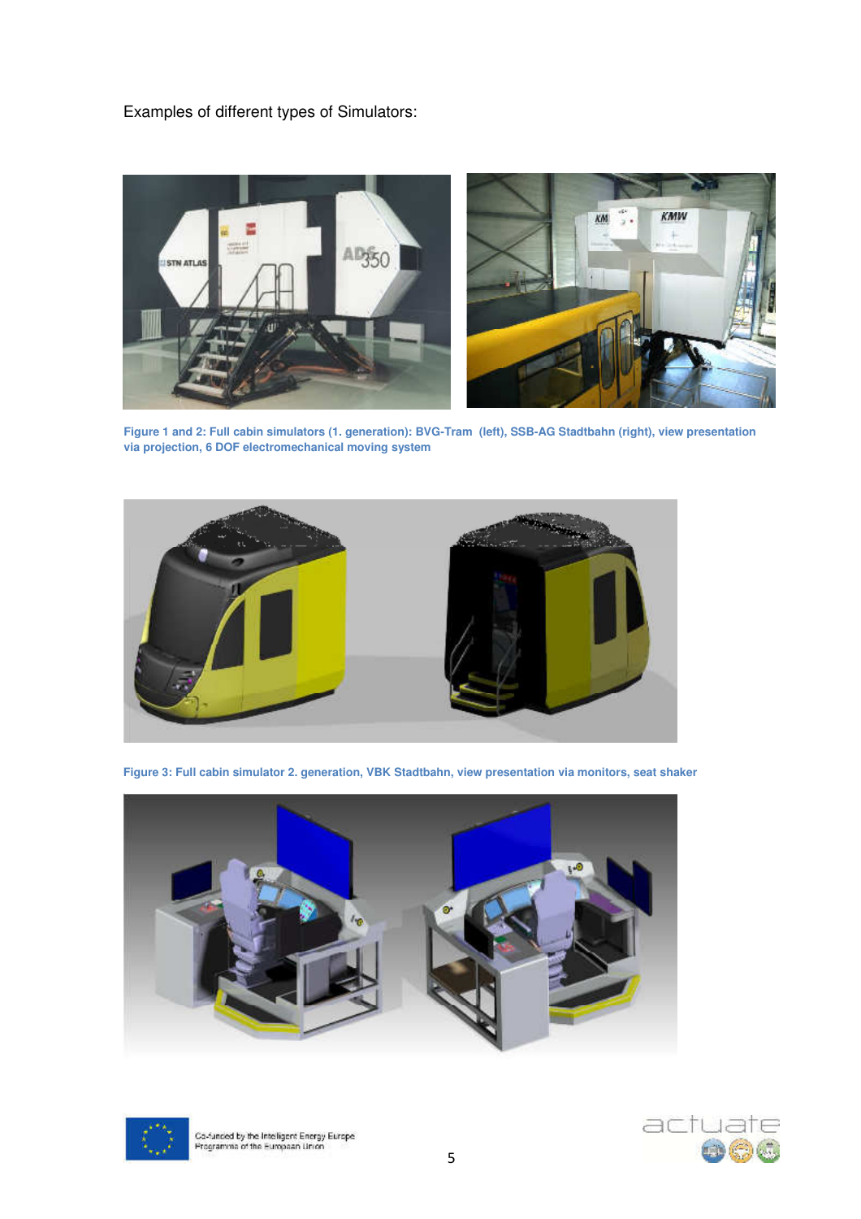Examples of different types of Simulators:

**Figure 1 and 2: Full cabin simulators (1. generation): BVG-Tram (left), SSB-AG Stadtbahn (right), view presentation via projection, 6 DOF electromechanical moving system**

**Figure 3: Full cabin simulator 2. generation, VBK Stadtbahn, view presentation via monitors, seat shaker**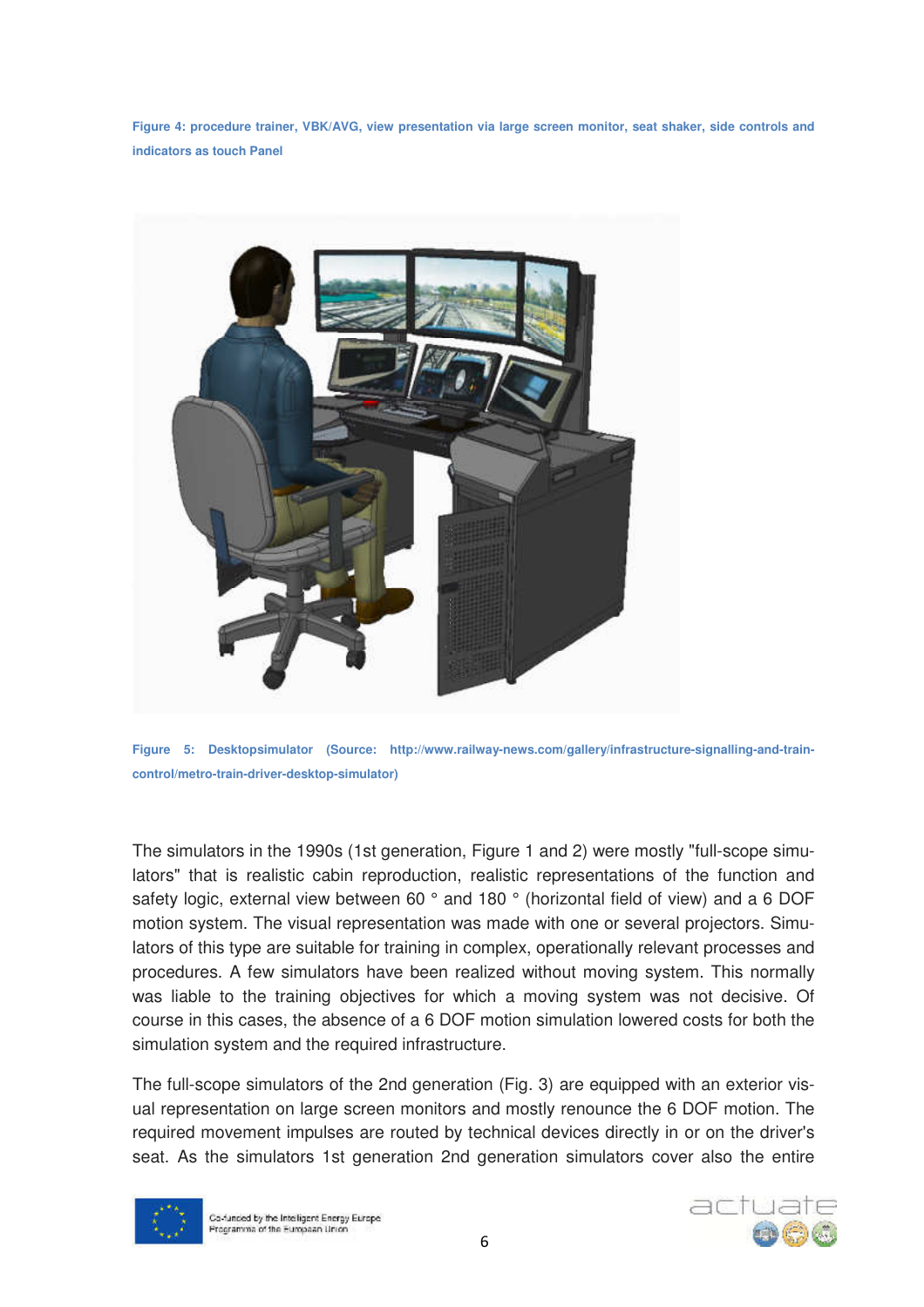**Figure 4: procedure trainer, VBK/AVG, view presentation via large screen monitor, seat shaker, side controls and indicators as touch Panel**

**Figure 5: Desktopsimulator (Source: http://www.railway-news.com/gallery/infrastructure-signalling-and-train-control/metro-train-driver-desktop-simulator)**

The simulators in the 1990s (1st generation, Figure 1 and 2) were mostly "full-scope simulators" that is realistic cabin reproduction, realistic representations of the function and safety logic, external view between 60 ° and 180 ° (horizontal field of view) and a 6 DOF motion system. The visual representation was made with one or several projectors. Simulators of this type are suitable for training in complex, operationally relevant processes and procedures. A few simulators have been realized without moving system. This normally was liable to the training objectives for which a moving system was not decisive. Of course in this cases, the absence of a 6 DOF motion simulation lowered costs for both the simulation system and the required infrastructure.

The full-scope simulators of the 2nd generation (Fig. 3) are equipped with an exterior visual representation on large screen monitors and mostly renounce the 6 DOF motion. The required movement impulses are routed by technical devices directly in or on the driver's seat. As the simulators 1st generation 2nd generation simulators cover also the entire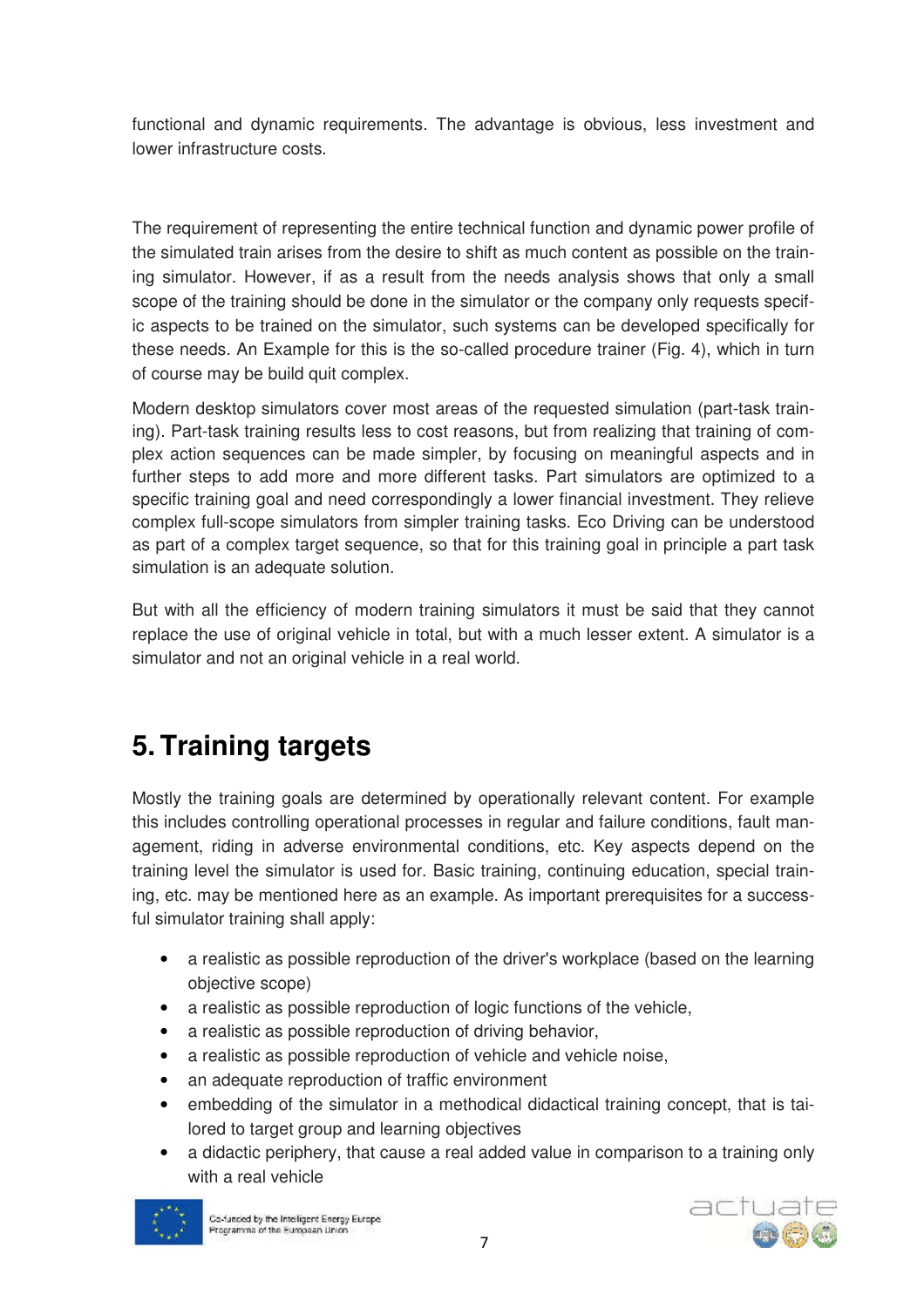functional and dynamic requirements. The advantage is obvious, less investment and lower infrastructure costs.

The requirement of representing the entire technical function and dynamic power profile of the simulated train arises from the desire to shift as much content as possible on the training simulator. However, if as a result from the needs analysis shows that only a small scope of the training should be done in the simulator or the company only requests specific aspects to be trained on the simulator, such systems can be developed specifically for these needs. An Example for this is the so-called procedure trainer (Fig. 4), which in turn of course may be build quit complex.

Modern desktop simulators cover most areas of the requested simulation (part-task training). Part-task training results less to cost reasons, but from realizing that training of complex action sequences can be made simpler, by focusing on meaningful aspects and in further steps to add more and more different tasks. Part simulators are optimized to a specific training goal and need correspondingly a lower financial investment. They relieve complex full-scope simulators from simpler training tasks. Eco Driving can be understood as part of a complex target sequence, so that for this training goal in principle a part task simulation is an adequate solution.

But with all the efficiency of modern training simulators it must be said that they cannot replace the use of original vehicle in total, but with a much lesser extent. A simulator is a simulator and not an original vehicle in a real world.

# 5. Training targets

Mostly the training goals are determined by operationally relevant content. For example this includes controlling operational processes in regular and failure conditions, fault management, riding in adverse environmental conditions, etc. Key aspects depend on the training level the simulator is used for. Basic training, continuing education, special training, etc. may be mentioned here as an example. As important prerequisites for a successful simulator training shall apply:

- a realistic as possible reproduction of the driver's workplace (based on the learning objective scope)
- a realistic as possible reproduction of logic functions of the vehicle,
- a realistic as possible reproduction of driving behavior,
- a realistic as possible reproduction of vehicle and vehicle noise,
- an adequate reproduction of traffic environment
- embedding of the simulator in a methodical didactical training concept, that is tailored to target group and learning objectives
- a didactic periphery, that cause a real added value in comparison to a training only with a real vehicle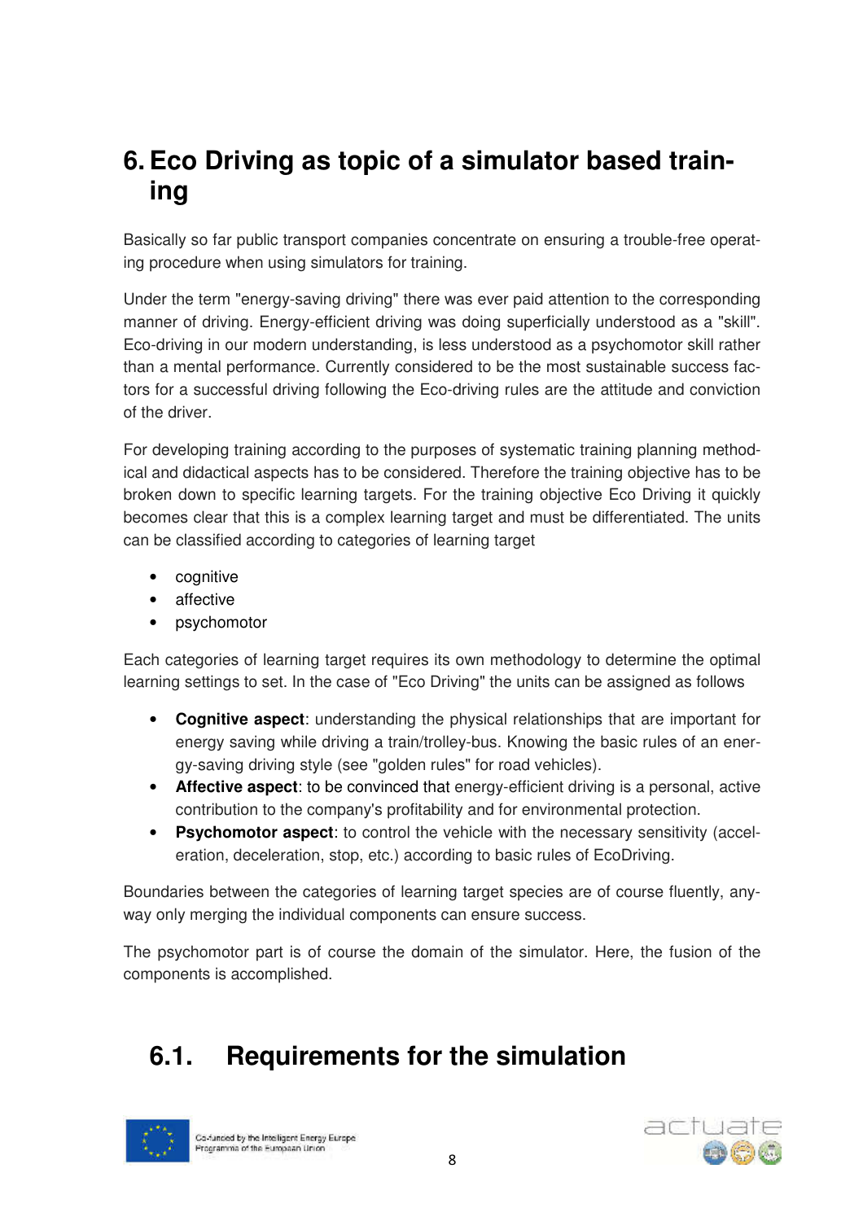# 6. Eco Driving as topic of a simulator based training

Basically so far public transport companies concentrate on ensuring a trouble-free operating procedure when using simulators for training.

Under the term "energy-saving driving" there was ever paid attention to the corresponding manner of driving. Energy-efficient driving was doing superficially understood as a "skill". Eco-driving in our modern understanding, is less understood as a psychomotor skill rather than a mental performance. Currently considered to be the most sustainable success factors for a successful driving following the Eco-driving rules are the attitude and conviction of the driver.

For developing training according to the purposes of systematic training planning methodical and didactical aspects has to be considered. Therefore the training objective has to be broken down to specific learning targets. For the training objective Eco Driving it quickly becomes clear that this is a complex learning target and must be differentiated. The units can be classified according to categories of learning target

- cognitive
- affective
- psychomotor

Each categories of learning target requires its own methodology to determine the optimal learning settings to set. In the case of "Eco Driving" the units can be assigned as follows

- **Cognitive aspect**: understanding the physical relationships that are important for energy saving while driving a train/trolley-bus. Knowing the basic rules of an energy-saving driving style (see "golden rules" for road vehicles).
- **Affective aspect**: to be convinced that energy-efficient driving is a personal, active contribution to the company's profitability and for environmental protection.
- **Psychomotor aspect**: to control the vehicle with the necessary sensitivity (acceleration, deceleration, stop, etc.) according to basic rules of EcoDriving.

Boundaries between the categories of learning target species are of course fluently, anyway only merging the individual components can ensure success.

The psychomotor part is of course the domain of the simulator. Here, the fusion of the components is accomplished.

## 6.1. Requirements for the simulation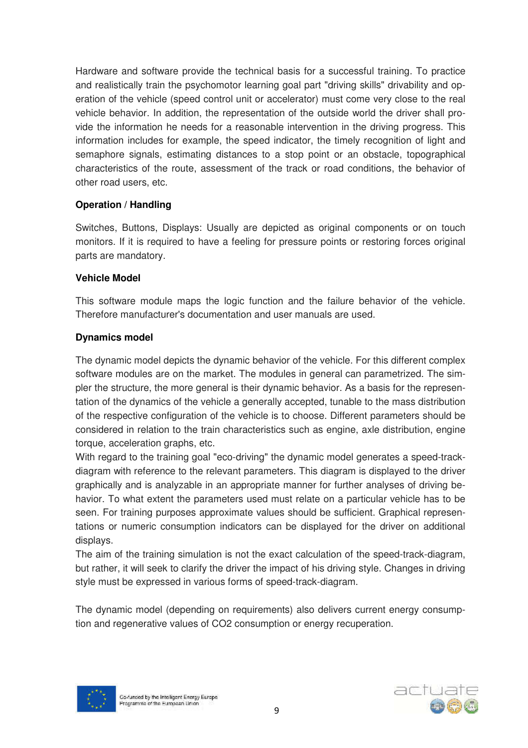Hardware and software provide the technical basis for a successful training. To practice and realistically train the psychomotor learning goal part "driving skills" drivability and operation of the vehicle (speed control unit or accelerator) must come very close to the real vehicle behavior. In addition, the representation of the outside world the driver shall provide the information he needs for a reasonable intervention in the driving progress. This information includes for example, the speed indicator, the timely recognition of light and semaphore signals, estimating distances to a stop point or an obstacle, topographical characteristics of the route, assessment of the track or road conditions, the behavior of other road users, etc.

**Operation / Handling**

Switches, Buttons, Displays: Usually are depicted as original components or on touch monitors. If it is required to have a feeling for pressure points or restoring forces original parts are mandatory.

**Vehicle Model**

This software module maps the logic function and the failure behavior of the vehicle. Therefore manufacturer's documentation and user manuals are used.

**Dynamics model**

The dynamic model depicts the dynamic behavior of the vehicle. For this different complex software modules are on the market. The modules in general can parametrized. The simpler the structure, the more general is their dynamic behavior. As a basis for the representation of the dynamics of the vehicle a generally accepted, tunable to the mass distribution of the respective configuration of the vehicle is to choose. Different parameters should be considered in relation to the train characteristics such as engine, axle distribution, engine torque, acceleration graphs, etc.

With regard to the training goal "eco-driving" the dynamic model generates a speed-track-diagram with reference to the relevant parameters. This diagram is displayed to the driver graphically and is analyzable in an appropriate manner for further analyses of driving behavior. To what extent the parameters used must relate on a particular vehicle has to be seen. For training purposes approximate values should be sufficient. Graphical representations or numeric consumption indicators can be displayed for the driver on additional displays.

The aim of the training simulation is not the exact calculation of the speed-track-diagram, but rather, it will seek to clarify the driver the impact of his driving style. Changes in driving style must be expressed in various forms of speed-track-diagram.

The dynamic model (depending on requirements) also delivers current energy consumption and regenerative values of $CO_2$ consumption or energy recuperation.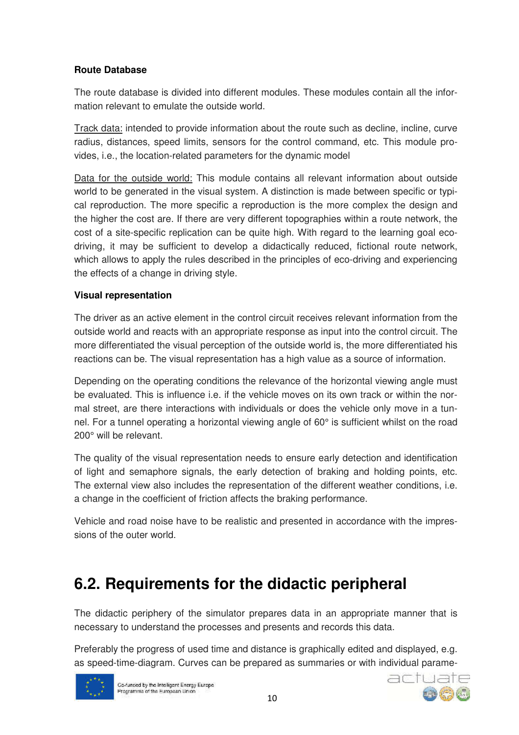**Route Database**

The route database is divided into different modules. These modules contain all the information relevant to emulate the outside world.

Track data: intended to provide information about the route such as decline, incline, curve radius, distances, speed limits, sensors for the control command, etc. This module provides, i.e., the location-related parameters for the dynamic model

Data for the outside world: This module contains all relevant information about outside world to be generated in the visual system. A distinction is made between specific or typical reproduction. The more specific a reproduction is the more complex the design and the higher the cost are. If there are very different topographies within a route network, the cost of a site-specific replication can be quite high. With regard to the learning goal eco-driving, it may be sufficient to develop a didactically reduced, fictional route network, which allows to apply the rules described in the principles of eco-driving and experiencing the effects of a change in driving style.

**Visual representation**

The driver as an active element in the control circuit receives relevant information from the outside world and reacts with an appropriate response as input into the control circuit. The more differentiated the visual perception of the outside world is, the more differentiated his reactions can be. The visual representation has a high value as a source of information.

Depending on the operating conditions the relevance of the horizontal viewing angle must be evaluated. This is influence i.e. if the vehicle moves on its own track or within the normal street, are there interactions with individuals or does the vehicle only move in a tunnel. For a tunnel operating a horizontal viewing angle of 60° is sufficient whilst on the road 200° will be relevant.

The quality of the visual representation needs to ensure early detection and identification of light and semaphore signals, the early detection of braking and holding points, etc. The external view also includes the representation of the different weather conditions, i.e. a change in the coefficient of friction affects the braking performance.

Vehicle and road noise have to be realistic and presented in accordance with the impressions of the outer world.

## 6.2. Requirements for the didactic peripheral

The didactic periphery of the simulator prepares data in an appropriate manner that is necessary to understand the processes and presents and records this data.

Preferably the progress of used time and distance is graphically edited and displayed, e.g. as speed-time-diagram. Curves can be prepared as summaries or with individual parame-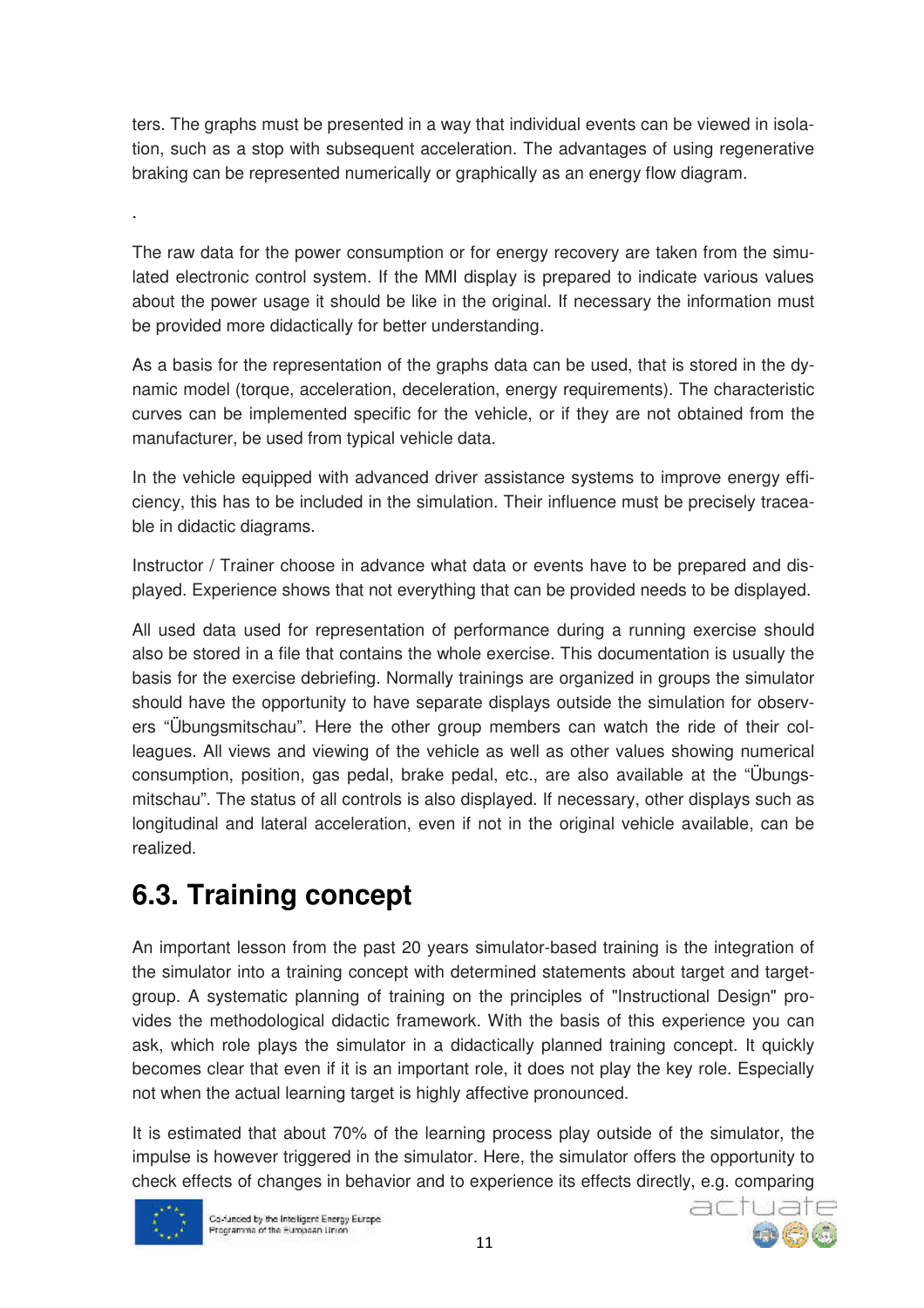ters. The graphs must be presented in a way that individual events can be viewed in isolation, such as a stop with subsequent acceleration. The advantages of using regenerative braking can be represented numerically or graphically as an energy flow diagram.

.

The raw data for the power consumption or for energy recovery are taken from the simulated electronic control system. If the MMI display is prepared to indicate various values about the power usage it should be like in the original. If necessary the information must be provided more didactically for better understanding.

As a basis for the representation of the graphs data can be used, that is stored in the dynamic model (torque, acceleration, deceleration, energy requirements). The characteristic curves can be implemented specific for the vehicle, or if they are not obtained from the manufacturer, be used from typical vehicle data.

In the vehicle equipped with advanced driver assistance systems to improve energy efficiency, this has to be included in the simulation. Their influence must be precisely traceable in didactic diagrams.

Instructor / Trainer choose in advance what data or events have to be prepared and displayed. Experience shows that not everything that can be provided needs to be displayed.

All used data used for representation of performance during a running exercise should also be stored in a file that contains the whole exercise. This documentation is usually the basis for the exercise debriefing. Normally trainings are organized in groups the simulator should have the opportunity to have separate displays outside the simulation for observers "Übungsmitschau". Here the other group members can watch the ride of their colleagues. All views and viewing of the vehicle as well as other values showing numerical consumption, position, gas pedal, brake pedal, etc., are also available at the "Übungsmitschau". The status of all controls is also displayed. If necessary, other displays such as longitudinal and lateral acceleration, even if not in the original vehicle available, can be realized.

## 6.3. Training concept

An important lesson from the past 20 years simulator-based training is the integration of the simulator into a training concept with determined statements about target and target-group. A systematic planning of training on the principles of "Instructional Design" provides the methodological didactic framework. With the basis of this experience you can ask, which role plays the simulator in a didactically planned training concept. It quickly becomes clear that even if it is an important role, it does not play the key role. Especially not when the actual learning target is highly affective pronounced.

It is estimated that about 70% of the learning process play outside of the simulator, the impulse is however triggered in the simulator. Here, the simulator offers the opportunity to check effects of changes in behavior and to experience its effects directly, e.g. comparing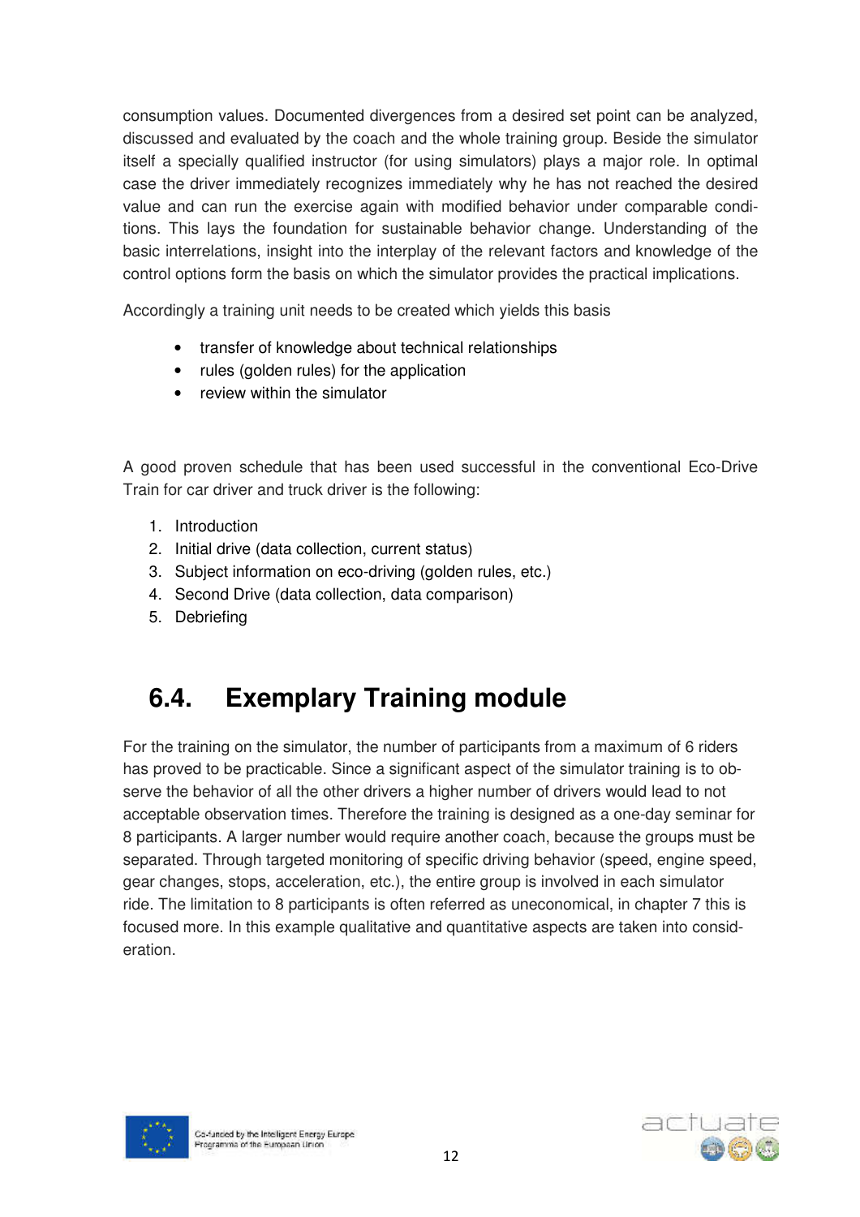consumption values. Documented divergences from a desired set point can be analyzed, discussed and evaluated by the coach and the whole training group. Beside the simulator itself a specially qualified instructor (for using simulators) plays a major role. In optimal case the driver immediately recognizes immediately why he has not reached the desired value and can run the exercise again with modified behavior under comparable conditions. This lays the foundation for sustainable behavior change. Understanding of the basic interrelations, insight into the interplay of the relevant factors and knowledge of the control options form the basis on which the simulator provides the practical implications.

Accordingly a training unit needs to be created which yields this basis

- transfer of knowledge about technical relationships
- rules (golden rules) for the application
- review within the simulator

A good proven schedule that has been used successful in the conventional Eco-Drive Train for car driver and truck driver is the following:

1. Introduction
2. Initial drive (data collection, current status)
3. Subject information on eco-driving (golden rules, etc.)
4. Second Drive (data collection, data comparison)
5. Debriefing

## 6.4. Exemplary Training module

For the training on the simulator, the number of participants from a maximum of 6 riders has proved to be practicable. Since a significant aspect of the simulator training is to observe the behavior of all the other drivers a higher number of drivers would lead to not acceptable observation times. Therefore the training is designed as a one-day seminar for 8 participants. A larger number would require another coach, because the groups must be separated. Through targeted monitoring of specific driving behavior (speed, engine speed, gear changes, stops, acceleration, etc.), the entire group is involved in each simulator ride. The limitation to 8 participants is often referred as uneconomical, in chapter 7 this is focused more. In this example qualitative and quantitative aspects are taken into consideration.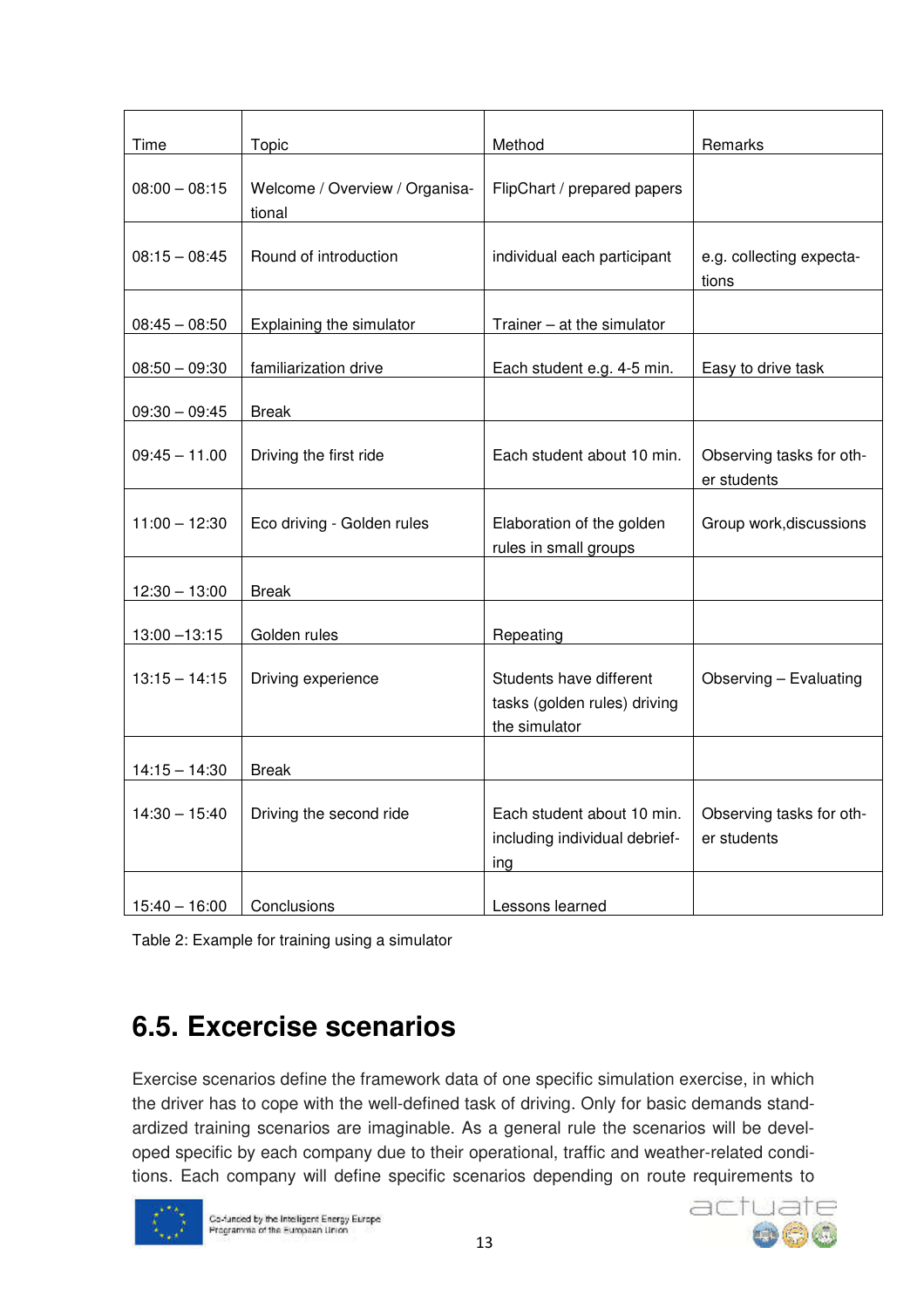| Time | Topic | Method | Remarks |
|---|---|---|---|
| 08:00 – 08:15 | Welcome / Overview / Organisational | FlipChart / prepared papers | |
| 08:15 – 08:45 | Round of introduction | individual each participant | e.g. collecting expectations |
| 08:45 – 08:50 | Explaining the simulator | Trainer – at the simulator | |
| 08:50 – 09:30 | familiarization drive | Each student e.g. 4-5 min. | Easy to drive task |
| 09:30 – 09:45 | Break | | |
| 09:45 – 11.00 | Driving the first ride | Each student about 10 min. | Observing tasks for other students |
| 11:00 – 12:30 | Eco driving - Golden rules | Elaboration of the golden rules in small groups | Group work,discussions |
| 12:30 – 13:00 | Break | | |
| 13:00 –13:15 | Golden rules | Repeating | |
| 13:15 – 14:15 | Driving experience | Students have different tasks (golden rules) driving the simulator | Observing – Evaluating |
| 14:15 – 14:30 | Break | | |
| 14:30 – 15:40 | Driving the second ride | Each student about 10 min. including individual debriefing | Observing tasks for other students |
| 15:40 – 16:00 | Conclusions | Lessons learned | |

Table 2: Example for training using a simulator

## 6.5. Excercise scenarios

Exercise scenarios define the framework data of one specific simulation exercise, in which the driver has to cope with the well-defined task of driving. Only for basic demands standardized training scenarios are imaginable. As a general rule the scenarios will be developed specific by each company due to their operational, traffic and weather-related conditions. Each company will define specific scenarios depending on route requirements to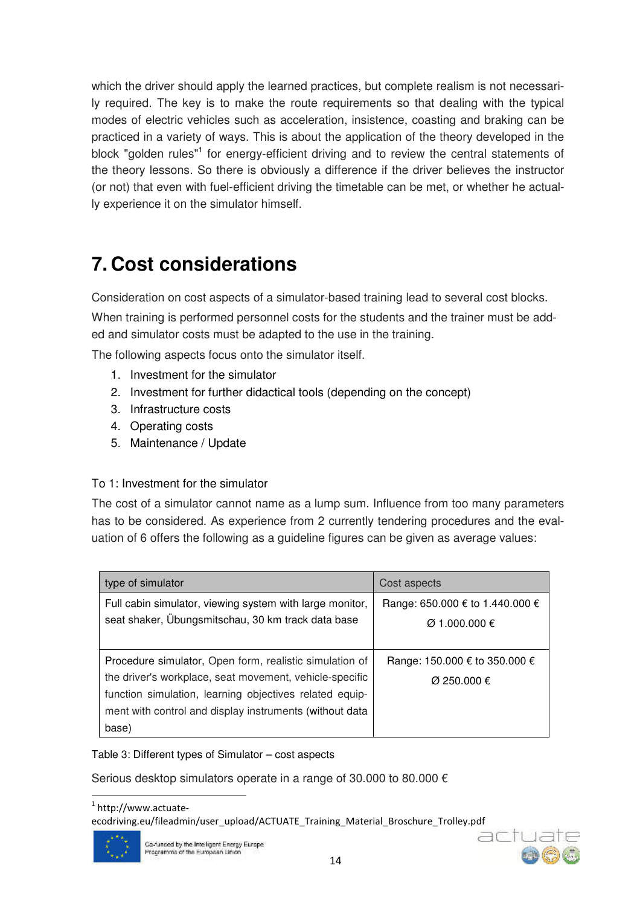which the driver should apply the learned practices, but complete realism is not necessarily required. The key is to make the route requirements so that dealing with the typical modes of electric vehicles such as acceleration, insistence, coasting and braking can be practiced in a variety of ways. This is about the application of the theory developed in the block "golden rules"[1] for energy-efficient driving and to review the central statements of the theory lessons. So there is obviously a difference if the driver believes the instructor (or not) that even with fuel-efficient driving the timetable can be met, or whether he actually experience it on the simulator himself.

# 7. Cost considerations

Consideration on cost aspects of a simulator-based training lead to several cost blocks.

When training is performed personnel costs for the students and the trainer must be added and simulator costs must be adapted to the use in the training.

The following aspects focus onto the simulator itself.

1. Investment for the simulator
2. Investment for further didactical tools (depending on the concept)
3. Infrastructure costs
4. Operating costs
5. Maintenance / Update

To 1: Investment for the simulator

The cost of a simulator cannot name as a lump sum. Influence from too many parameters has to be considered. As experience from 2 currently tendering procedures and the evaluation of 6 offers the following as a guideline figures can be given as average values:

| type of simulator | Cost aspects |
|---|---|
| Full cabin simulator, viewing system with large monitor, seat shaker, Übungsmitschau, 30 km track data base | Range: 650.000 € to 1.440.000 €<br>Ø 1.000.000 € |
| Procedure simulator, Open form, realistic simulation of the driver's workplace, seat movement, vehicle-specific function simulation, learning objectives related equipment with control and display instruments (without data base) | Range: 150.000 € to 350.000 €<br>Ø 250.000 € |

Table 3: Different types of Simulator – cost aspects

Serious desktop simulators operate in a range of 30.000 to 80.000 €

[1] http://www.actuate-ecodriving.eu/fileadmin/user_upload/ACTUATE_Training_Material_Broschure_Trolley.pdf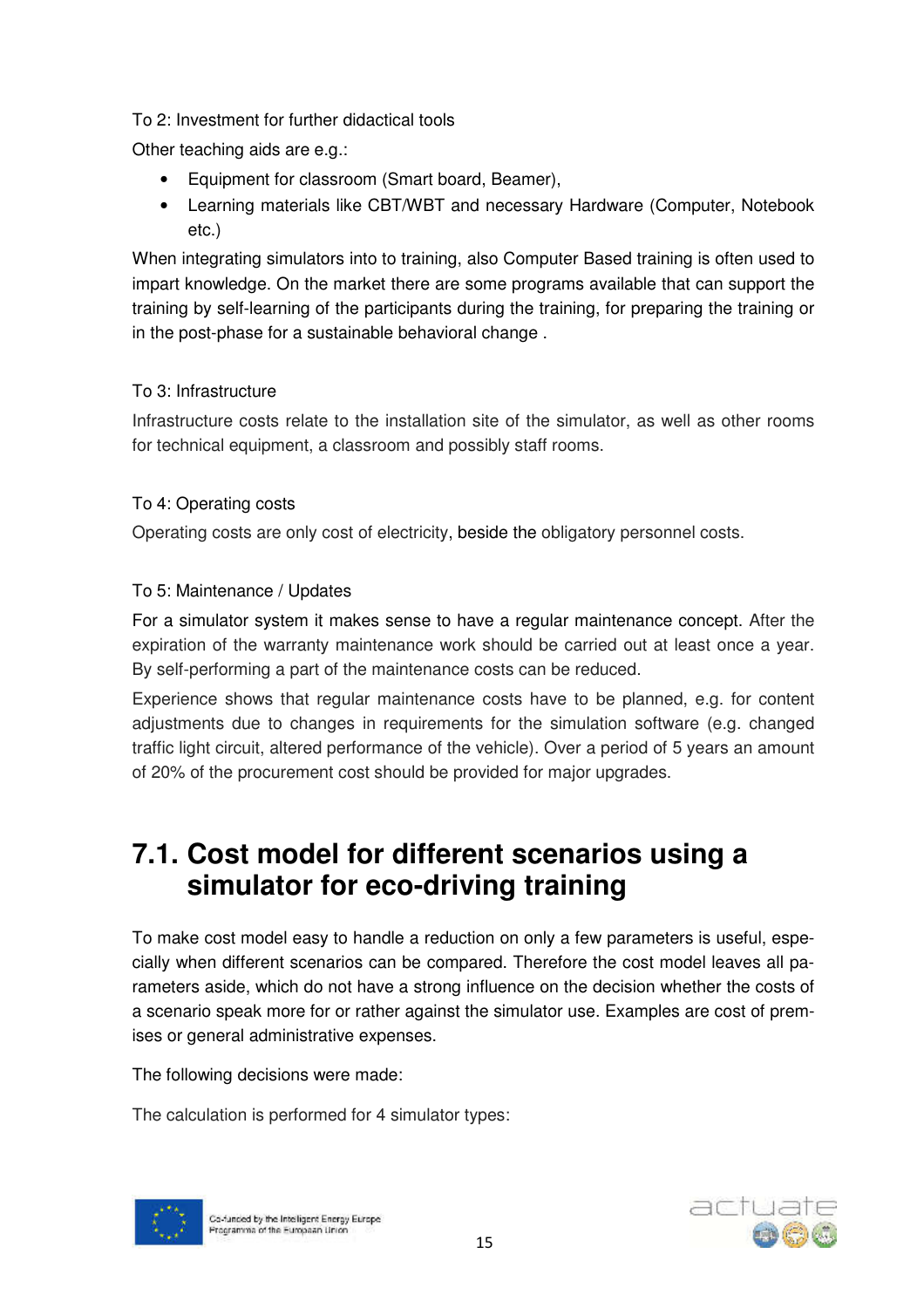To 2: Investment for further didactical tools

Other teaching aids are e.g.:

- Equipment for classroom (Smart board, Beamer),
- Learning materials like CBT/WBT and necessary Hardware (Computer, Notebook etc.)

When integrating simulators into to training, also Computer Based training is often used to impart knowledge. On the market there are some programs available that can support the training by self-learning of the participants during the training, for preparing the training or in the post-phase for a sustainable behavioral change .

To 3: Infrastructure

Infrastructure costs relate to the installation site of the simulator, as well as other rooms for technical equipment, a classroom and possibly staff rooms.

To 4: Operating costs

Operating costs are only cost of electricity, beside the obligatory personnel costs.

To 5: Maintenance / Updates

For a simulator system it makes sense to have a regular maintenance concept. After the expiration of the warranty maintenance work should be carried out at least once a year. By self-performing a part of the maintenance costs can be reduced.

Experience shows that regular maintenance costs have to be planned, e.g. for content adjustments due to changes in requirements for the simulation software (e.g. changed traffic light circuit, altered performance of the vehicle). Over a period of 5 years an amount of 20% of the procurement cost should be provided for major upgrades.

## 7.1. Cost model for different scenarios using a simulator for eco-driving training

To make cost model easy to handle a reduction on only a few parameters is useful, especially when different scenarios can be compared. Therefore the cost model leaves all parameters aside, which do not have a strong influence on the decision whether the costs of a scenario speak more for or rather against the simulator use. Examples are cost of premises or general administrative expenses.

The following decisions were made:

The calculation is performed for 4 simulator types: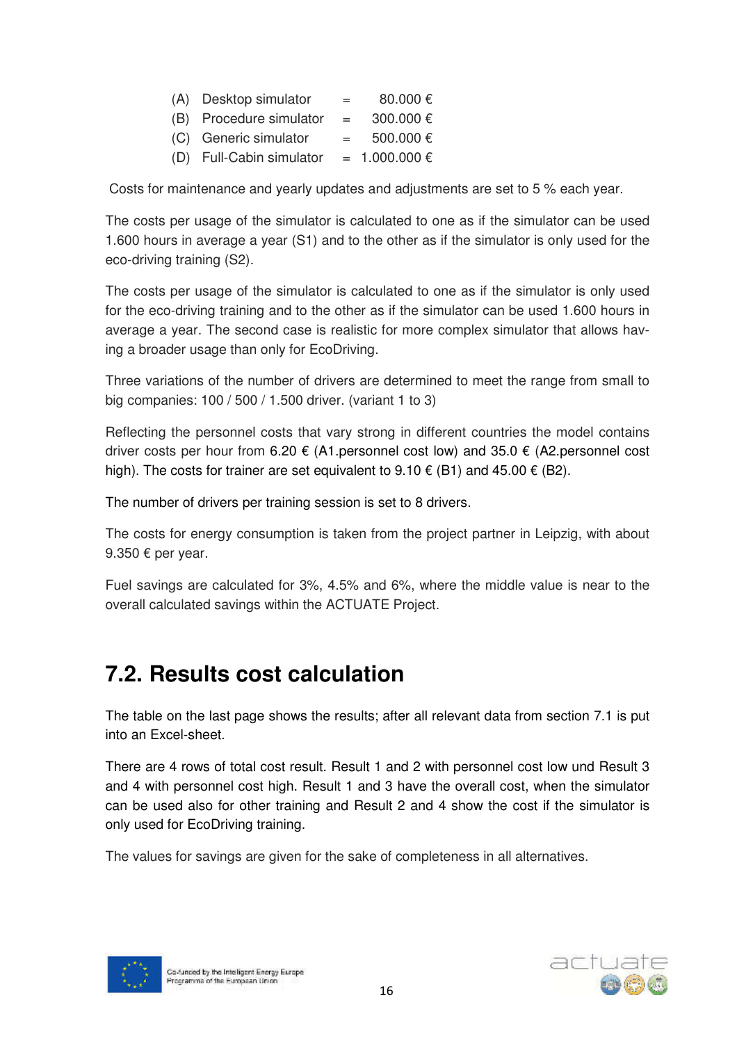(A) Desktop simulator = 80.000 €
(B) Procedure simulator = 300.000 €
(C) Generic simulator = 500.000 €
(D) Full-Cabin simulator = 1.000.000 €

Costs for maintenance and yearly updates and adjustments are set to 5 % each year.

The costs per usage of the simulator is calculated to one as if the simulator can be used 1.600 hours in average a year (S1) and to the other as if the simulator is only used for the eco-driving training (S2).

The costs per usage of the simulator is calculated to one as if the simulator is only used for the eco-driving training and to the other as if the simulator can be used 1.600 hours in average a year. The second case is realistic for more complex simulator that allows having a broader usage than only for EcoDriving.

Three variations of the number of drivers are determined to meet the range from small to big companies: 100 / 500 / 1.500 driver. (variant 1 to 3)

Reflecting the personnel costs that vary strong in different countries the model contains driver costs per hour from 6.20 € (A1.personnel cost low) and 35.0 € (A2.personnel cost high). The costs for trainer are set equivalent to 9.10 € (B1) and 45.00 € (B2).

The number of drivers per training session is set to 8 drivers.

The costs for energy consumption is taken from the project partner in Leipzig, with about 9.350 € per year.

Fuel savings are calculated for 3%, 4.5% and 6%, where the middle value is near to the overall calculated savings within the ACTUATE Project.

## 7.2. Results cost calculation

The table on the last page shows the results; after all relevant data from section 7.1 is put into an Excel-sheet.

There are 4 rows of total cost result. Result 1 and 2 with personnel cost low und Result 3 and 4 with personnel cost high. Result 1 and 3 have the overall cost, when the simulator can be used also for other training and Result 2 and 4 show the cost if the simulator is only used for EcoDriving training.

The values for savings are given for the sake of completeness in all alternatives.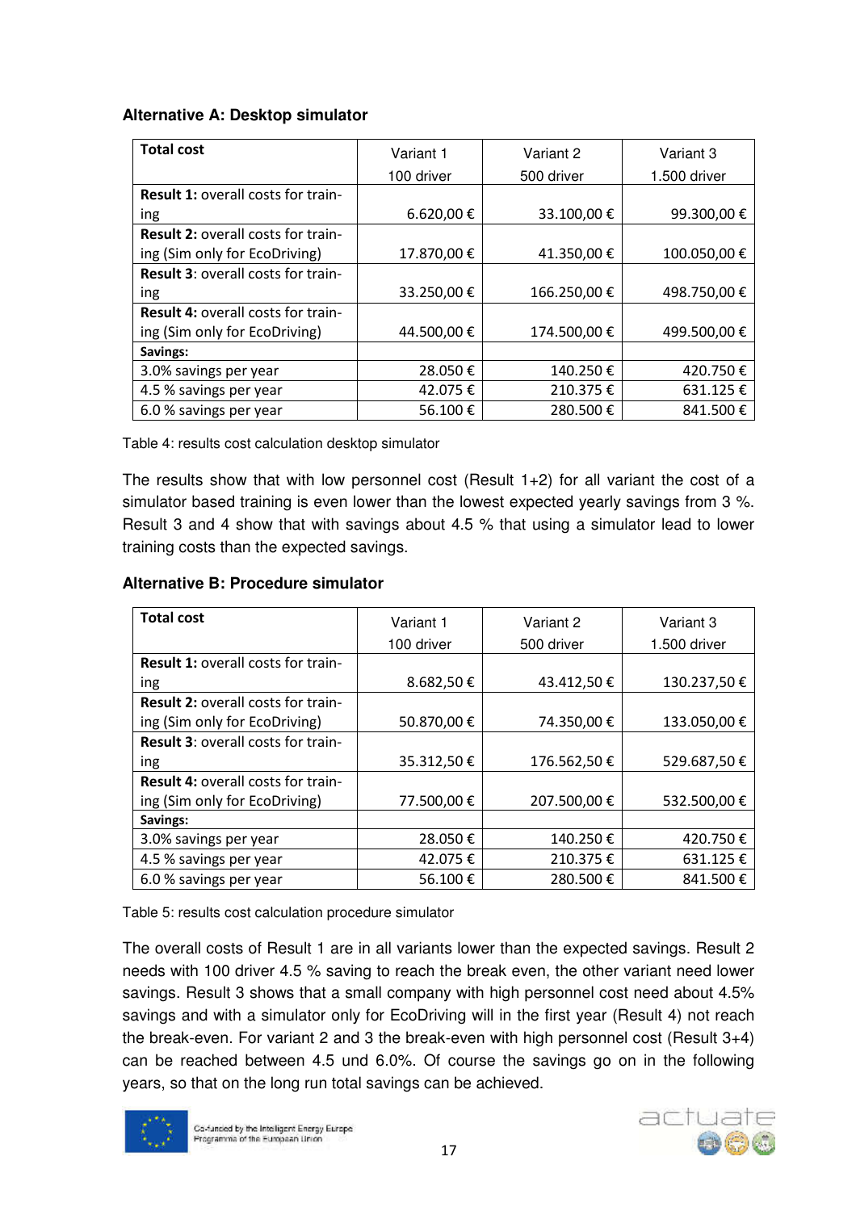### Alternative A: Desktop simulator

| **Total cost** | Variant 1<br>100 driver | Variant 2<br>500 driver | Variant 3<br>1.500 driver |
|---|---|---|---|
| **Result 1:** overall costs for training | 6.620,00 € | 33.100,00 € | 99.300,00 € |
| **Result 2:** overall costs for training (Sim only for EcoDriving) | 17.870,00 € | 41.350,00 € | 100.050,00 € |
| **Result 3**: overall costs for training | 33.250,00 € | 166.250,00 € | 498.750,00 € |
| **Result 4:** overall costs for training (Sim only for EcoDriving) | 44.500,00 € | 174.500,00 € | 499.500,00 € |
| **Savings:** | | | |
| 3.0% savings per year | 28.050 € | 140.250 € | 420.750 € |
| 4.5 % savings per year | 42.075 € | 210.375 € | 631.125 € |
| 6.0 % savings per year | 56.100 € | 280.500 € | 841.500 € |

Table 4: results cost calculation desktop simulator

The results show that with low personnel cost (Result 1+2) for all variant the cost of a simulator based training is even lower than the lowest expected yearly savings from 3 %. Result 3 and 4 show that with savings about 4.5 % that using a simulator lead to lower training costs than the expected savings.

### Alternative B: Procedure simulator

| **Total cost** | Variant 1<br>100 driver | Variant 2<br>500 driver | Variant 3<br>1.500 driver |
|---|---|---|---|
| **Result 1:** overall costs for training | 8.682,50 € | 43.412,50 € | 130.237,50 € |
| **Result 2:** overall costs for training (Sim only for EcoDriving) | 50.870,00 € | 74.350,00 € | 133.050,00 € |
| **Result 3**: overall costs for training | 35.312,50 € | 176.562,50 € | 529.687,50 € |
| **Result 4:** overall costs for training (Sim only for EcoDriving) | 77.500,00 € | 207.500,00 € | 532.500,00 € |
| **Savings:** | | | |
| 3.0% savings per year | 28.050 € | 140.250 € | 420.750 € |
| 4.5 % savings per year | 42.075 € | 210.375 € | 631.125 € |
| 6.0 % savings per year | 56.100 € | 280.500 € | 841.500 € |

Table 5: results cost calculation procedure simulator

The overall costs of Result 1 are in all variants lower than the expected savings. Result 2 needs with 100 driver 4.5 % saving to reach the break even, the other variant need lower savings. Result 3 shows that a small company with high personnel cost need about 4.5% savings and with a simulator only for EcoDriving will in the first year (Result 4) not reach the break-even. For variant 2 and 3 the break-even with high personnel cost (Result 3+4) can be reached between 4.5 und 6.0%. Of course the savings go on in the following years, so that on the long run total savings can be achieved.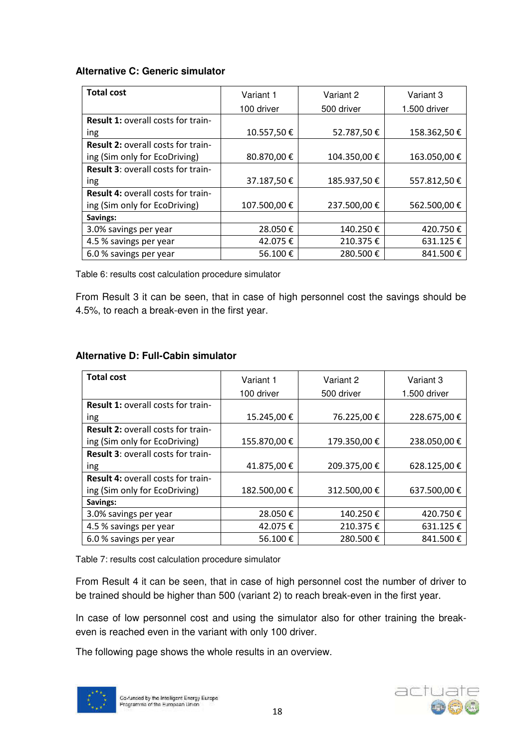### Alternative C: Generic simulator

| Total cost | Variant 1<br>100 driver | Variant 2<br>500 driver | Variant 3<br>1.500 driver |
|---|---|---|---|
| **Result 1:** overall costs for training | 10.557,50 € | 52.787,50 € | 158.362,50 € |
| **Result 2:** overall costs for training (Sim only for EcoDriving) | 80.870,00 € | 104.350,00 € | 163.050,00 € |
| **Result 3**: overall costs for training | 37.187,50 € | 185.937,50 € | 557.812,50 € |
| **Result 4:** overall costs for training (Sim only for EcoDriving) | 107.500,00 € | 237.500,00 € | 562.500,00 € |
| **Savings:** | | | |
| 3.0% savings per year | 28.050 € | 140.250 € | 420.750 € |
| 4.5 % savings per year | 42.075 € | 210.375 € | 631.125 € |
| 6.0 % savings per year | 56.100 € | 280.500 € | 841.500 € |

Table 6: results cost calculation procedure simulator

From Result 3 it can be seen, that in case of high personnel cost the savings should be 4.5%, to reach a break-even in the first year.

### Alternative D: Full-Cabin simulator

| Total cost | Variant 1<br>100 driver | Variant 2<br>500 driver | Variant 3<br>1.500 driver |
|---|---|---|---|
| **Result 1:** overall costs for training | 15.245,00 € | 76.225,00 € | 228.675,00 € |
| **Result 2:** overall costs for training (Sim only for EcoDriving) | 155.870,00 € | 179.350,00 € | 238.050,00 € |
| **Result 3**: overall costs for training | 41.875,00 € | 209.375,00 € | 628.125,00 € |
| **Result 4:** overall costs for training (Sim only for EcoDriving) | 182.500,00 € | 312.500,00 € | 637.500,00 € |
| **Savings:** | | | |
| 3.0% savings per year | 28.050 € | 140.250 € | 420.750 € |
| 4.5 % savings per year | 42.075 € | 210.375 € | 631.125 € |
| 6.0 % savings per year | 56.100 € | 280.500 € | 841.500 € |

Table 7: results cost calculation procedure simulator

From Result 4 it can be seen, that in case of high personnel cost the number of driver to be trained should be higher than 500 (variant 2) to reach break-even in the first year.

In case of low personnel cost and using the simulator also for other training the break-even is reached even in the variant with only 100 driver.

The following page shows the whole results in an overview.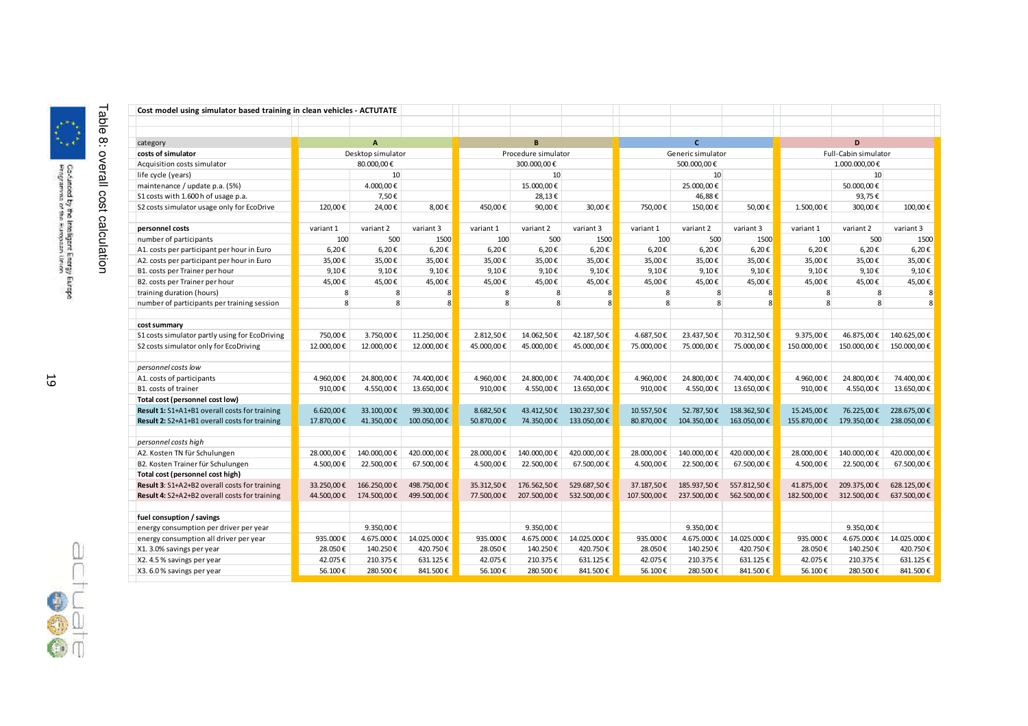## Table 8: overall cost calculation

| Cost model using simulator based training in clean vehicles - ACTUTATE | | | | | | | | | | | | |
|---|---|---|---|---|---|---|---|---|---|---|---|---|
| category | A | | | B | | | C | | | D | | |
| costs of simulator | Desktop simulator | | | Procedure simulator | | | Generic simulator | | | Full-Cabin simulator | | |
| Acquisition costs simulator | 80.000,00 € | | | 300.000,00 € | | | 500.000,00 € | | | 1.000.000,00 € | | |
| life cycle (years) | 10 | | | 10 | | | 10 | | | 10 | | |
| maintenance / update p.a. (5%) | 4.000,00 € | | | 15.000,00 € | | | 25.000,00 € | | | 50.000,00 € | | |
| S1 costs with 1.600 h of usage p.a. | 7,50 € | | | 28,13 € | | | 46,88 € | | | 93,75 € | | |
| S2 costs simulator usage only for EcoDrive | 120,00 € | 24,00 € | 8,00 € | 450,00 € | 90,00 € | 30,00 € | 750,00 € | 150,00 € | 50,00 € | 1.500,00 € | 300,00 € | 100,00 € |
| **personnel costs** | variant 1 | variant 2 | variant 3 | variant 1 | variant 2 | variant 3 | variant 1 | variant 2 | variant 3 | variant 1 | variant 2 | variant 3 |
| number of participants | 100 | 500 | 1500 | 100 | 500 | 1500 | 100 | 500 | 1500 | 100 | 500 | 1500 |
| A1. costs per participant per hour in Euro | 6,20 € | 6,20 € | 6,20 € | 6,20 € | 6,20 € | 6,20 € | 6,20 € | 6,20 € | 6,20 € | 6,20 € | 6,20 € | 6,20 € |
| A2. costs per participant per hour in Euro | 35,00 € | 35,00 € | 35,00 € | 35,00 € | 35,00 € | 35,00 € | 35,00 € | 35,00 € | 35,00 € | 35,00 € | 35,00 € | 35,00 € |
| B1. costs per Trainer per hour | 9,10 € | 9,10 € | 9,10 € | 9,10 € | 9,10 € | 9,10 € | 9,10 € | 9,10 € | 9,10 € | 9,10 € | 9,10 € | 9,10 € |
| B2. costs per Trainer per hour | 45,00 € | 45,00 € | 45,00 € | 45,00 € | 45,00 € | 45,00 € | 45,00 € | 45,00 € | 45,00 € | 45,00 € | 45,00 € | 45,00 € |
| training duration (hours) | 8 | 8 | 8 | 8 | 8 | 8 | 8 | 8 | 8 | 8 | 8 | 8 |
| number of participants per training session | 8 | 8 | 8 | 8 | 8 | 8 | 8 | 8 | 8 | 8 | 8 | 8 |
| **cost summary** | | | | | | | | | | | | |
| S1 costs simulator partly using for EcoDriving | 750,00 € | 3.750,00 € | 11.250,00 € | 2.812,50 € | 14.062,50 € | 42.187,50 € | 4.687,50 € | 23.437,50 € | 70.312,50 € | 9.375,00 € | 46.875,00 € | 140.625,00 € |
| S2 costs simulator only for EcoDriving | 12.000,00 € | 12.000,00 € | 12.000,00 € | 45.000,00 € | 45.000,00 € | 45.000,00 € | 75.000,00 € | 75.000,00 € | 75.000,00 € | 150.000,00 € | 150.000,00 € | 150.000,00 € |
| *personnel costs low* | | | | | | | | | | | | |
| A1. costs of participants | 4.960,00 € | 24.800,00 € | 74.400,00 € | 4.960,00 € | 24.800,00 € | 74.400,00 € | 4.960,00 € | 24.800,00 € | 74.400,00 € | 4.960,00 € | 24.800,00 € | 74.400,00 € |
| B1. costs of trainer | 910,00 € | 4.550,00 € | 13.650,00 € | 910,00 € | 4.550,00 € | 13.650,00 € | 910,00 € | 4.550,00 € | 13.650,00 € | 910,00 € | 4.550,00 € | 13.650,00 € |
| **Total cost (personnel cost low)** | | | | | | | | | | | | |
| **Result 1:** S1+A1+B1 overall costs for training | 6.620,00 € | 33.100,00 € | 99.300,00 € | 8.682,50 € | 43.412,50 € | 130.237,50 € | 10.557,50 € | 52.787,50 € | 158.362,50 € | 15.245,00 € | 76.225,00 € | 228.675,00 € |
| **Result 2:** S2+A1+B1 overall costs for training | 17.870,00 € | 41.350,00 € | 100.050,00 € | 50.870,00 € | 74.350,00 € | 133.050,00 € | 80.870,00 € | 104.350,00 € | 163.050,00 € | 155.870,00 € | 179.350,00 € | 238.050,00 € |
| *personnel costs high* | | | | | | | | | | | | |
| A2. Kosten TN für Schulungen | 28.000,00 € | 140.000,00 € | 420.000,00 € | 28.000,00 € | 140.000,00 € | 420.000,00 € | 28.000,00 € | 140.000,00 € | 420.000,00 € | 28.000,00 € | 140.000,00 € | 420.000,00 € |
| B2. Kosten Trainer für Schulungen | 4.500,00 € | 22.500,00 € | 67.500,00 € | 4.500,00 € | 22.500,00 € | 67.500,00 € | 4.500,00 € | 22.500,00 € | 67.500,00 € | 4.500,00 € | 22.500,00 € | 67.500,00 € |
| **Total cost (personnel cost high)** | | | | | | | | | | | | |
| **Result 3:** S1+A2+B2 overall costs for training | 33.250,00 € | 166.250,00 € | 498.750,00 € | 35.312,50 € | 176.562,50 € | 529.687,50 € | 37.187,50 € | 185.937,50 € | 557.812,50 € | 41.875,00 € | 209.375,00 € | 628.125,00 € |
| **Result 4:** S2+A2+B2 overall costs for training | 44.500,00 € | 174.500,00 € | 499.500,00 € | 77.500,00 € | 207.500,00 € | 532.500,00 € | 107.500,00 € | 237.500,00 € | 562.500,00 € | 182.500,00 € | 312.500,00 € | 637.500,00 € |
| **fuel consuption / savings** | | | | | | | | | | | | |
| energy consumption per driver per year | | 9.350,00 € | | | 9.350,00 € | | | 9.350,00 € | | | 9.350,00 € | |
| energy consumption all driver per year | 935.000 € | 4.675.000 € | 14.025.000 € | 935.000 € | 4.675.000 € | 14.025.000 € | 935.000 € | 4.675.000 € | 14.025.000 € | 935.000 € | 4.675.000 € | 14.025.000 € |
| X1. 3.0% savings per year | 28.050 € | 140.250 € | 420.750 € | 28.050 € | 140.250 € | 420.750 € | 28.050 € | 140.250 € | 420.750 € | 28.050 € | 140.250 € | 420.750 € |
| X2. 4.5 % savings per year | 42.075 € | 210.375 € | 631.125 € | 42.075 € | 210.375 € | 631.125 € | 42.075 € | 210.375 € | 631.125 € | 42.075 € | 210.375 € | 631.125 € |
| X3. 6.0 % savings per year | 56.100 € | 280.500 € | 841.500 € | 56.100 € | 280.500 € | 841.500 € | 56.100 € | 280.500 € | 841.500 € | 56.100 € | 280.500 € | 841.500 € |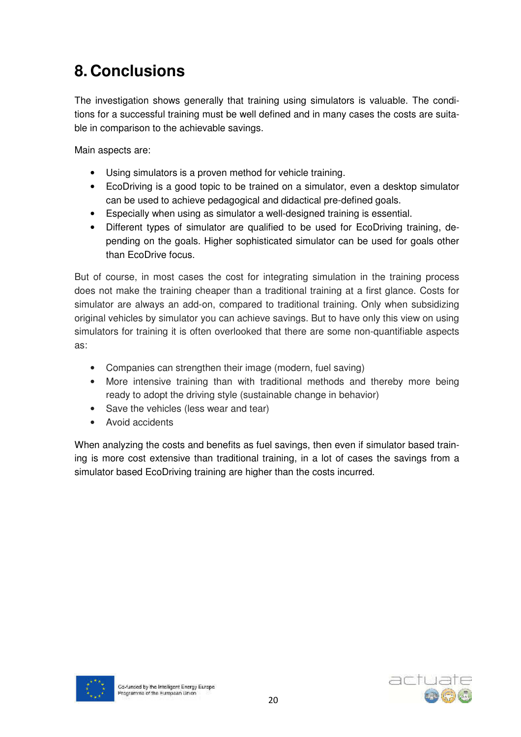# 8. Conclusions

The investigation shows generally that training using simulators is valuable. The conditions for a successful training must be well defined and in many cases the costs are suitable in comparison to the achievable savings.

Main aspects are:

- Using simulators is a proven method for vehicle training.
- EcoDriving is a good topic to be trained on a simulator, even a desktop simulator can be used to achieve pedagogical and didactical pre-defined goals.
- Especially when using as simulator a well-designed training is essential.
- Different types of simulator are qualified to be used for EcoDriving training, depending on the goals. Higher sophisticated simulator can be used for goals other than EcoDrive focus.

But of course, in most cases the cost for integrating simulation in the training process does not make the training cheaper than a traditional training at a first glance. Costs for simulator are always an add-on, compared to traditional training. Only when subsidizing original vehicles by simulator you can achieve savings. But to have only this view on using simulators for training it is often overlooked that there are some non-quantifiable aspects as:

- Companies can strengthen their image (modern, fuel saving)
- More intensive training than with traditional methods and thereby more being ready to adopt the driving style (sustainable change in behavior)
- Save the vehicles (less wear and tear)
- Avoid accidents

When analyzing the costs and benefits as fuel savings, then even if simulator based training is more cost extensive than traditional training, in a lot of cases the savings from a simulator based EcoDriving training are higher than the costs incurred.